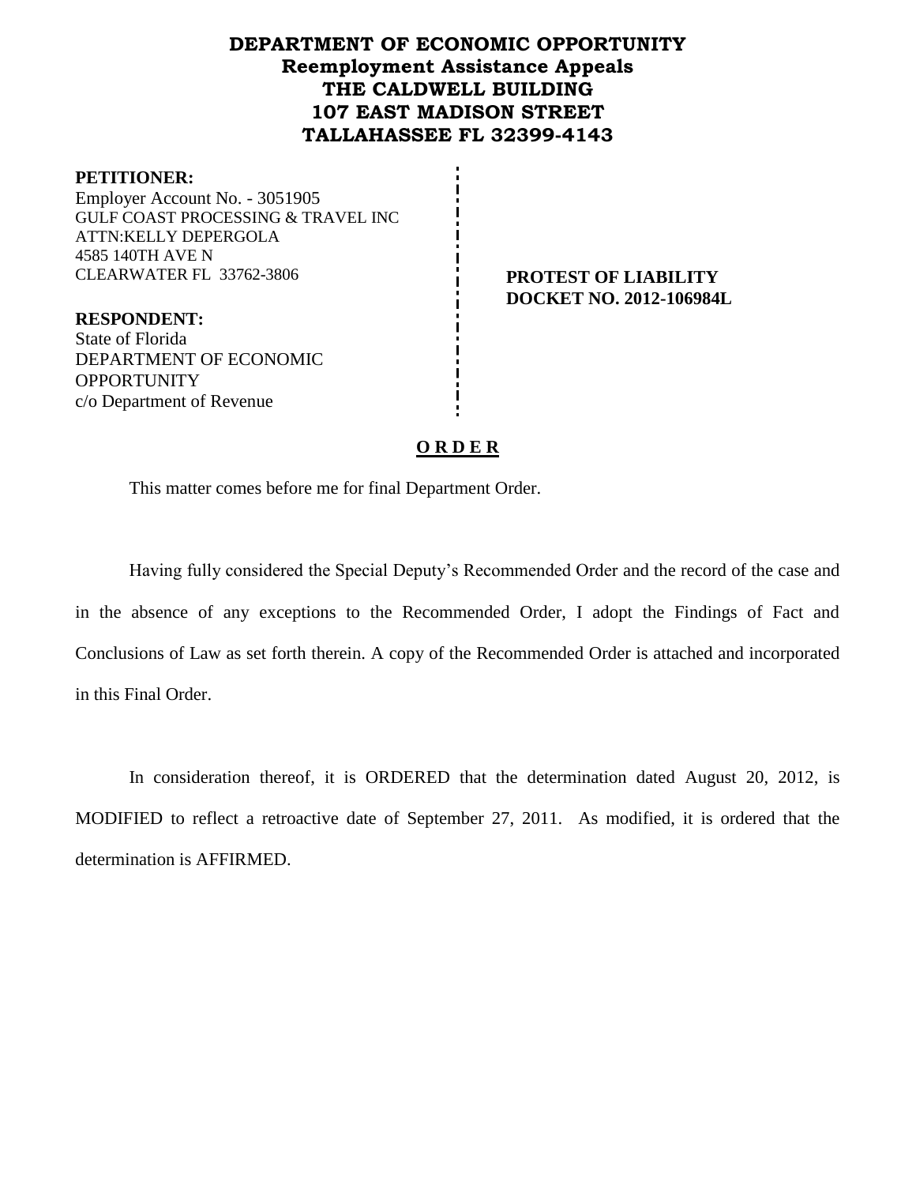# DEPARTMENT OF ECONOMIC OPPORTUNITY
## Reemployment Assistance Appeals
## THE CALDWELL BUILDING
## 107 EAST MADISON STREET
## TALLAHASSEE FL 32399-4143

**PETITIONER:**
Employer Account No. - 3051905
GULF COAST PROCESSING & TRAVEL INC
ATTN:KELLY DEPERGOLA
4585 140TH AVE N
CLEARWATER FL 33762-3806

**PROTEST OF LIABILITY**
**DOCKET NO. 2012-106984L**

**RESPONDENT:**
State of Florida
DEPARTMENT OF ECONOMIC OPPORTUNITY
c/o Department of Revenue

**O R D E R**

This matter comes before me for final Department Order.

Having fully considered the Special Deputy's Recommended Order and the record of the case and in the absence of any exceptions to the Recommended Order, I adopt the Findings of Fact and Conclusions of Law as set forth therein. A copy of the Recommended Order is attached and incorporated in this Final Order.

In consideration thereof, it is ORDERED that the determination dated August 20, 2012, is MODIFIED to reflect a retroactive date of September 27, 2011. As modified, it is ordered that the determination is AFFIRMED.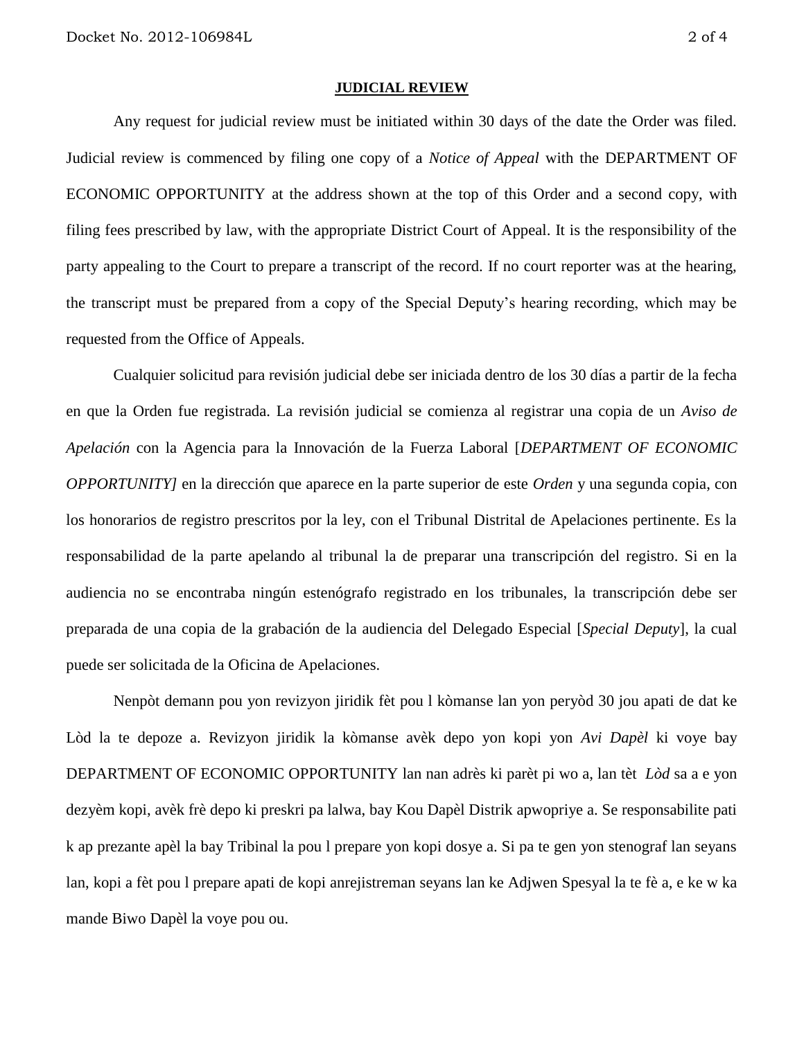**JUDICIAL REVIEW**

Any request for judicial review must be initiated within 30 days of the date the Order was filed. Judicial review is commenced by filing one copy of a *Notice of Appeal* with the DEPARTMENT OF ECONOMIC OPPORTUNITY at the address shown at the top of this Order and a second copy, with filing fees prescribed by law, with the appropriate District Court of Appeal. It is the responsibility of the party appealing to the Court to prepare a transcript of the record. If no court reporter was at the hearing, the transcript must be prepared from a copy of the Special Deputy's hearing recording, which may be requested from the Office of Appeals.

Cualquier solicitud para revisión judicial debe ser iniciada dentro de los 30 días a partir de la fecha en que la Orden fue registrada. La revisión judicial se comienza al registrar una copia de un *Aviso de Apelación* con la Agencia para la Innovación de la Fuerza Laboral [*DEPARTMENT OF ECONOMIC OPPORTUNITY]* en la dirección que aparece en la parte superior de este *Orden* y una segunda copia, con los honorarios de registro prescritos por la ley, con el Tribunal Distrital de Apelaciones pertinente. Es la responsabilidad de la parte apelando al tribunal la de preparar una transcripción del registro. Si en la audiencia no se encontraba ningún estenógrafo registrado en los tribunales, la transcripción debe ser preparada de una copia de la grabación de la audiencia del Delegado Especial [*Special Deputy*], la cual puede ser solicitada de la Oficina de Apelaciones.

Nenpòt demann pou yon revizyon jiridik fèt pou l kòmanse lan yon peryòd 30 jou apati de dat ke Lòd la te depoze a. Revizyon jiridik la kòmanse avèk depo yon kopi yon *Avi Dapèl* ki voye bay DEPARTMENT OF ECONOMIC OPPORTUNITY lan nan adrès ki parèt pi wo a, lan tèt *Lòd* sa a e yon dezyèm kopi, avèk frè depo ki preskri pa lalwa, bay Kou Dapèl Distrik apwopriye a. Se responsabilite pati k ap prezante apèl la bay Tribinal la pou l prepare yon kopi dosye a. Si pa te gen yon stenograf lan seyans lan, kopi a fèt pou l prepare apati de kopi anrejistreman seyans lan ke Adjwen Spesyal la te fè a, e ke w ka mande Biwo Dapèl la voye pou ou.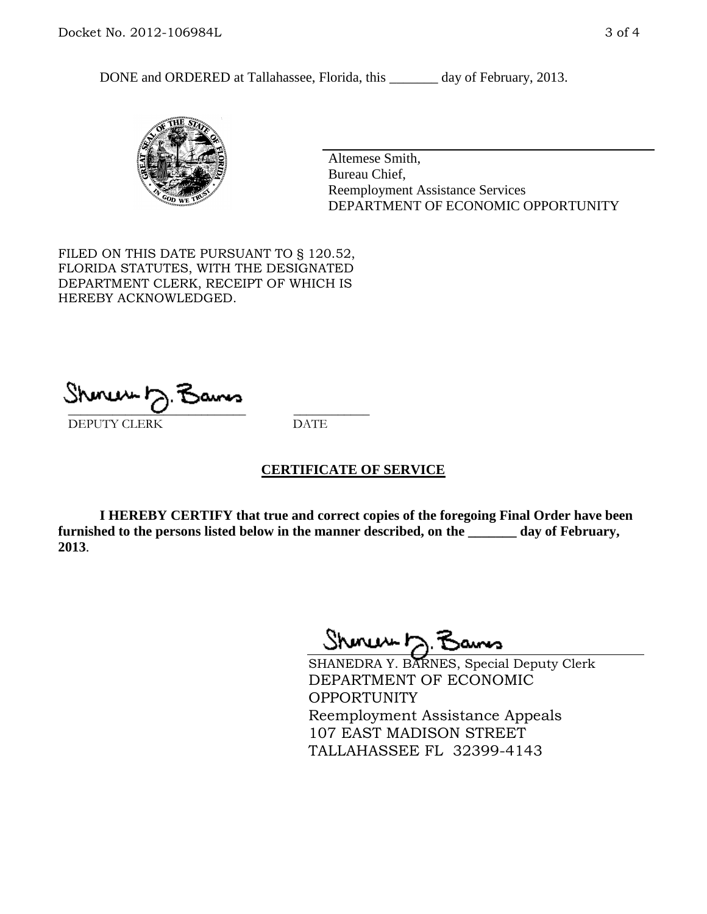DONE and ORDERED at Tallahassee, Florida, this _______ day of February, 2013.

Altemese Smith,
Bureau Chief,
Reemployment Assistance Services
DEPARTMENT OF ECONOMIC OPPORTUNITY

FILED ON THIS DATE PURSUANT TO § 120.52, FLORIDA STATUTES, WITH THE DESIGNATED DEPARTMENT CLERK, RECEIPT OF WHICH IS HEREBY ACKNOWLEDGED.

_____________________________ ___________
DEPUTY CLERK DATE

**CERTIFICATE OF SERVICE**

**I HEREBY CERTIFY that true and correct copies of the foregoing Final Order have been furnished to the persons listed below in the manner described, on the _______ day of February, 2013**.

SHANEDRA Y. BARNES, Special Deputy Clerk
DEPARTMENT OF ECONOMIC OPPORTUNITY
Reemployment Assistance Appeals
107 EAST MADISON STREET
TALLAHASSEE FL 32399-4143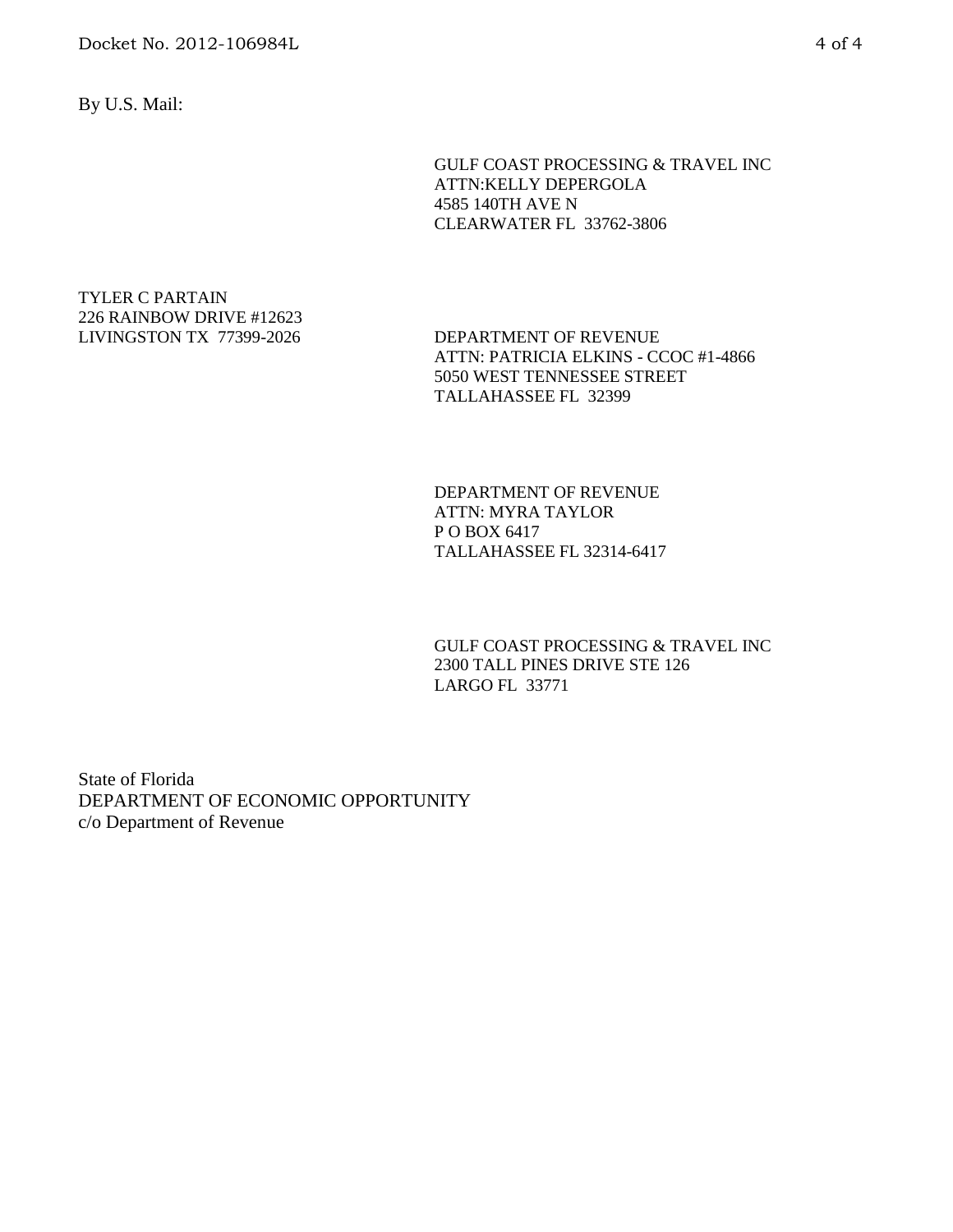By U.S. Mail:

GULF COAST PROCESSING & TRAVEL INC
ATTN:KELLY DEPERGOLA
4585 140TH AVE N
CLEARWATER FL 33762-3806

TYLER C PARTAIN
226 RAINBOW DRIVE #12623
LIVINGSTON TX 77399-2026

DEPARTMENT OF REVENUE
ATTN: PATRICIA ELKINS - CCOC #1-4866
5050 WEST TENNESSEE STREET
TALLAHASSEE FL 32399

DEPARTMENT OF REVENUE
ATTN: MYRA TAYLOR
P O BOX 6417
TALLAHASSEE FL 32314-6417

GULF COAST PROCESSING & TRAVEL INC
2300 TALL PINES DRIVE STE 126
LARGO FL 33771

State of Florida
DEPARTMENT OF ECONOMIC OPPORTUNITY
c/o Department of Revenue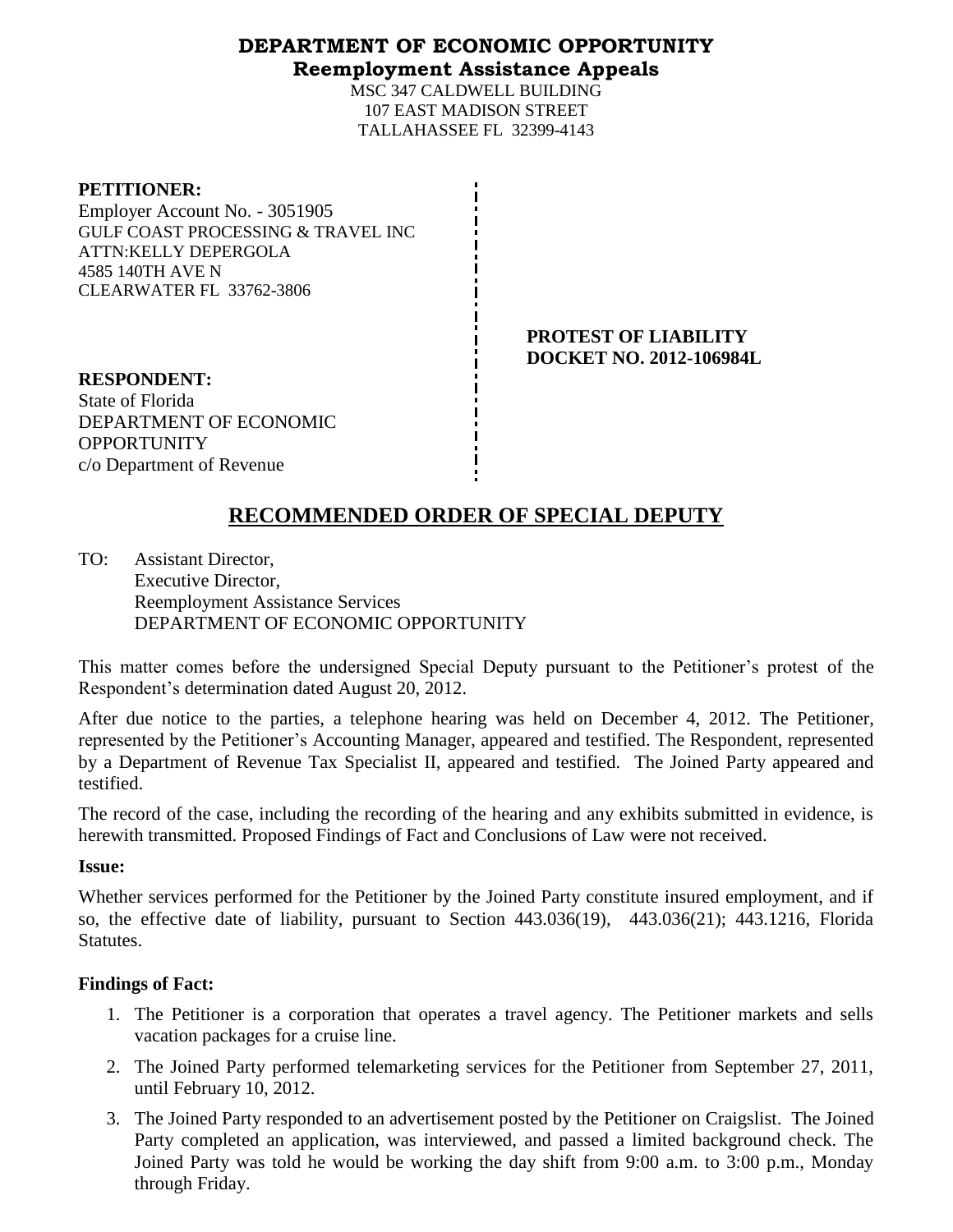**DEPARTMENT OF ECONOMIC OPPORTUNITY**
**Reemployment Assistance Appeals**

MSC 347 CALDWELL BUILDING
107 EAST MADISON STREET
TALLAHASSEE FL 32399-4143

**PETITIONER:**
Employer Account No. - 3051905
GULF COAST PROCESSING & TRAVEL INC
ATTN:KELLY DEPERGOLA
4585 140TH AVE N
CLEARWATER FL 33762-3806

**PROTEST OF LIABILITY**
**DOCKET NO. 2012-106984L**

**RESPONDENT:**
State of Florida
DEPARTMENT OF ECONOMIC OPPORTUNITY
c/o Department of Revenue

## RECOMMENDED ORDER OF SPECIAL DEPUTY

TO: Assistant Director,
Executive Director,
Reemployment Assistance Services
DEPARTMENT OF ECONOMIC OPPORTUNITY

This matter comes before the undersigned Special Deputy pursuant to the Petitioner's protest of the Respondent's determination dated August 20, 2012.

After due notice to the parties, a telephone hearing was held on December 4, 2012. The Petitioner, represented by the Petitioner's Accounting Manager, appeared and testified. The Respondent, represented by a Department of Revenue Tax Specialist II, appeared and testified. The Joined Party appeared and testified.

The record of the case, including the recording of the hearing and any exhibits submitted in evidence, is herewith transmitted. Proposed Findings of Fact and Conclusions of Law were not received.

**Issue:**

Whether services performed for the Petitioner by the Joined Party constitute insured employment, and if so, the effective date of liability, pursuant to Section 443.036(19), 443.036(21); 443.1216, Florida Statutes.

**Findings of Fact:**

1. The Petitioner is a corporation that operates a travel agency. The Petitioner markets and sells vacation packages for a cruise line.
2. The Joined Party performed telemarketing services for the Petitioner from September 27, 2011, until February 10, 2012.
3. The Joined Party responded to an advertisement posted by the Petitioner on Craigslist. The Joined Party completed an application, was interviewed, and passed a limited background check. The Joined Party was told he would be working the day shift from 9:00 a.m. to 3:00 p.m., Monday through Friday.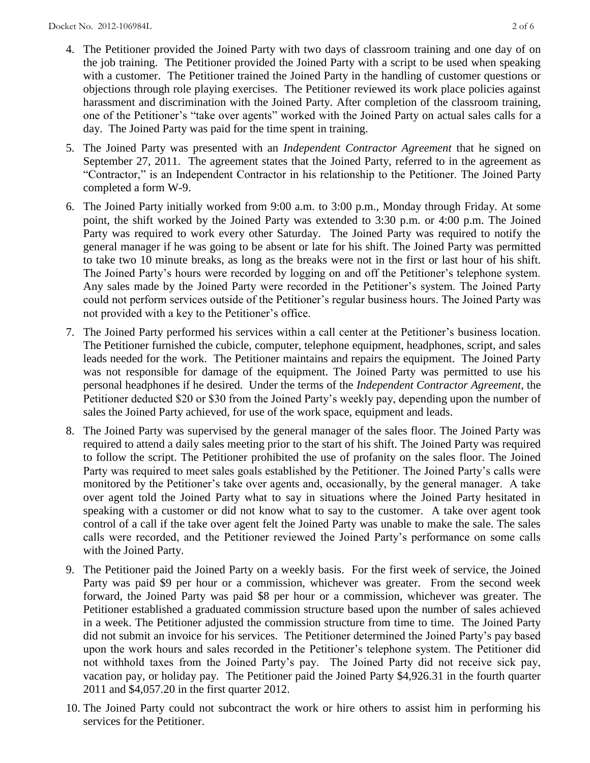4. The Petitioner provided the Joined Party with two days of classroom training and one day of on the job training. The Petitioner provided the Joined Party with a script to be used when speaking with a customer. The Petitioner trained the Joined Party in the handling of customer questions or objections through role playing exercises. The Petitioner reviewed its work place policies against harassment and discrimination with the Joined Party. After completion of the classroom training, one of the Petitioner's "take over agents" worked with the Joined Party on actual sales calls for a day. The Joined Party was paid for the time spent in training.

5. The Joined Party was presented with an *Independent Contractor Agreement* that he signed on September 27, 2011. The agreement states that the Joined Party, referred to in the agreement as "Contractor," is an Independent Contractor in his relationship to the Petitioner. The Joined Party completed a form W-9.

6. The Joined Party initially worked from 9:00 a.m. to 3:00 p.m., Monday through Friday. At some point, the shift worked by the Joined Party was extended to 3:30 p.m. or 4:00 p.m. The Joined Party was required to work every other Saturday. The Joined Party was required to notify the general manager if he was going to be absent or late for his shift. The Joined Party was permitted to take two 10 minute breaks, as long as the breaks were not in the first or last hour of his shift. The Joined Party's hours were recorded by logging on and off the Petitioner's telephone system. Any sales made by the Joined Party were recorded in the Petitioner's system. The Joined Party could not perform services outside of the Petitioner's regular business hours. The Joined Party was not provided with a key to the Petitioner's office.

7. The Joined Party performed his services within a call center at the Petitioner's business location. The Petitioner furnished the cubicle, computer, telephone equipment, headphones, script, and sales leads needed for the work. The Petitioner maintains and repairs the equipment. The Joined Party was not responsible for damage of the equipment. The Joined Party was permitted to use his personal headphones if he desired. Under the terms of the *Independent Contractor Agreement*, the Petitioner deducted $20 or $30 from the Joined Party's weekly pay, depending upon the number of sales the Joined Party achieved, for use of the work space, equipment and leads.

8. The Joined Party was supervised by the general manager of the sales floor. The Joined Party was required to attend a daily sales meeting prior to the start of his shift. The Joined Party was required to follow the script. The Petitioner prohibited the use of profanity on the sales floor. The Joined Party was required to meet sales goals established by the Petitioner. The Joined Party's calls were monitored by the Petitioner's take over agents and, occasionally, by the general manager. A take over agent told the Joined Party what to say in situations where the Joined Party hesitated in speaking with a customer or did not know what to say to the customer. A take over agent took control of a call if the take over agent felt the Joined Party was unable to make the sale. The sales calls were recorded, and the Petitioner reviewed the Joined Party's performance on some calls with the Joined Party.

9. The Petitioner paid the Joined Party on a weekly basis. For the first week of service, the Joined Party was paid $9 per hour or a commission, whichever was greater. From the second week forward, the Joined Party was paid $8 per hour or a commission, whichever was greater. The Petitioner established a graduated commission structure based upon the number of sales achieved in a week. The Petitioner adjusted the commission structure from time to time. The Joined Party did not submit an invoice for his services. The Petitioner determined the Joined Party's pay based upon the work hours and sales recorded in the Petitioner's telephone system. The Petitioner did not withhold taxes from the Joined Party's pay. The Joined Party did not receive sick pay, vacation pay, or holiday pay. The Petitioner paid the Joined Party $4,926.31 in the fourth quarter 2011 and $4,057.20 in the first quarter 2012.

10. The Joined Party could not subcontract the work or hire others to assist him in performing his services for the Petitioner.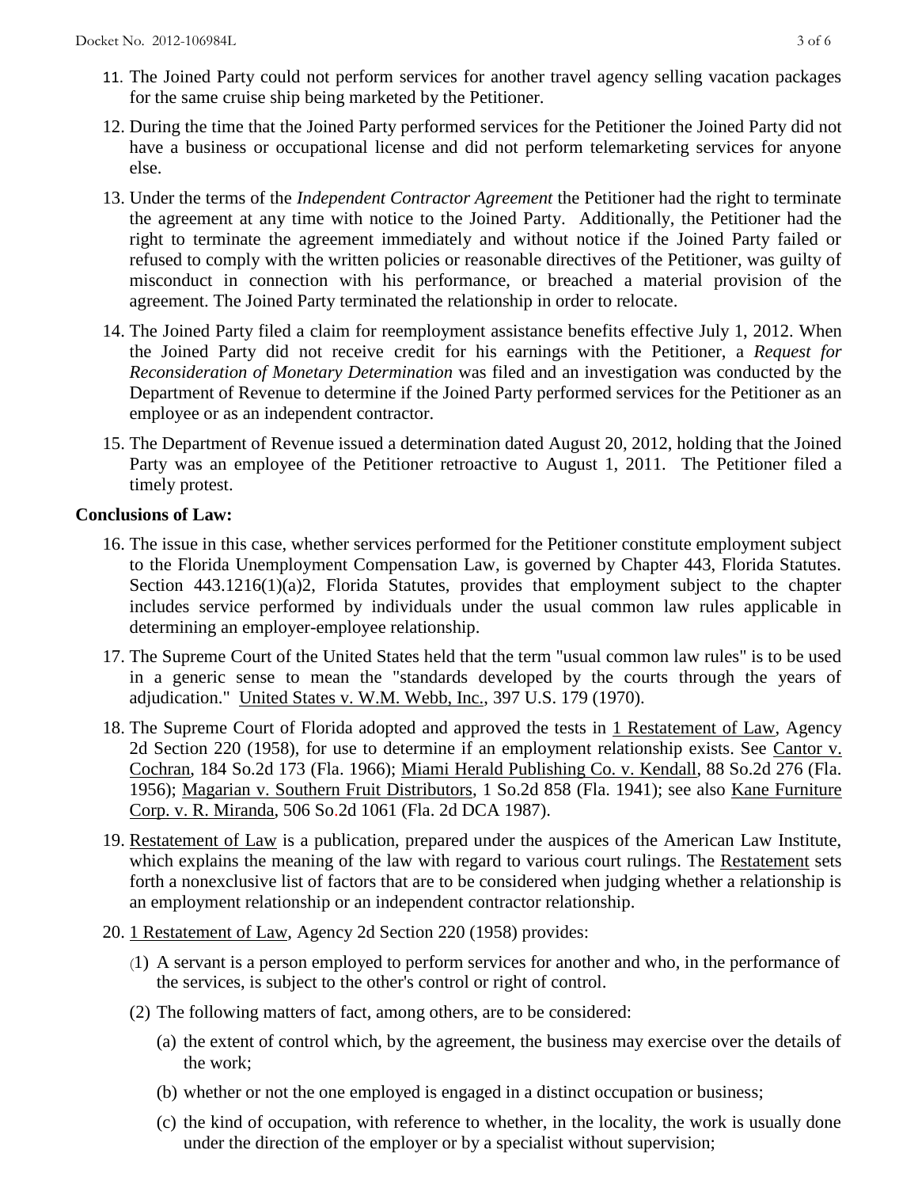11. The Joined Party could not perform services for another travel agency selling vacation packages for the same cruise ship being marketed by the Petitioner.

12. During the time that the Joined Party performed services for the Petitioner the Joined Party did not have a business or occupational license and did not perform telemarketing services for anyone else.

13. Under the terms of the *Independent Contractor Agreement* the Petitioner had the right to terminate the agreement at any time with notice to the Joined Party. Additionally, the Petitioner had the right to terminate the agreement immediately and without notice if the Joined Party failed or refused to comply with the written policies or reasonable directives of the Petitioner, was guilty of misconduct in connection with his performance, or breached a material provision of the agreement. The Joined Party terminated the relationship in order to relocate.

14. The Joined Party filed a claim for reemployment assistance benefits effective July 1, 2012. When the Joined Party did not receive credit for his earnings with the Petitioner, a *Request for Reconsideration of Monetary Determination* was filed and an investigation was conducted by the Department of Revenue to determine if the Joined Party performed services for the Petitioner as an employee or as an independent contractor.

15. The Department of Revenue issued a determination dated August 20, 2012, holding that the Joined Party was an employee of the Petitioner retroactive to August 1, 2011. The Petitioner filed a timely protest.

**Conclusions of Law:**

16. The issue in this case, whether services performed for the Petitioner constitute employment subject to the Florida Unemployment Compensation Law, is governed by Chapter 443, Florida Statutes. Section 443.1216(1)(a)2, Florida Statutes, provides that employment subject to the chapter includes service performed by individuals under the usual common law rules applicable in determining an employer-employee relationship.

17. The Supreme Court of the United States held that the term "usual common law rules" is to be used in a generic sense to mean the "standards developed by the courts through the years of adjudication." United States v. W.M. Webb, Inc., 397 U.S. 179 (1970).

18. The Supreme Court of Florida adopted and approved the tests in 1 Restatement of Law, Agency 2d Section 220 (1958), for use to determine if an employment relationship exists. See Cantor v. Cochran, 184 So.2d 173 (Fla. 1966); Miami Herald Publishing Co. v. Kendall, 88 So.2d 276 (Fla. 1956); Magarian v. Southern Fruit Distributors, 1 So.2d 858 (Fla. 1941); see also Kane Furniture Corp. v. R. Miranda, 506 So.2d 1061 (Fla. 2d DCA 1987).

19. Restatement of Law is a publication, prepared under the auspices of the American Law Institute, which explains the meaning of the law with regard to various court rulings. The Restatement sets forth a nonexclusive list of factors that are to be considered when judging whether a relationship is an employment relationship or an independent contractor relationship.

20. 1 Restatement of Law, Agency 2d Section 220 (1958) provides:

    (1) A servant is a person employed to perform services for another and who, in the performance of the services, is subject to the other's control or right of control.

    (2) The following matters of fact, among others, are to be considered:

        (a) the extent of control which, by the agreement, the business may exercise over the details of the work;

        (b) whether or not the one employed is engaged in a distinct occupation or business;

        (c) the kind of occupation, with reference to whether, in the locality, the work is usually done under the direction of the employer or by a specialist without supervision;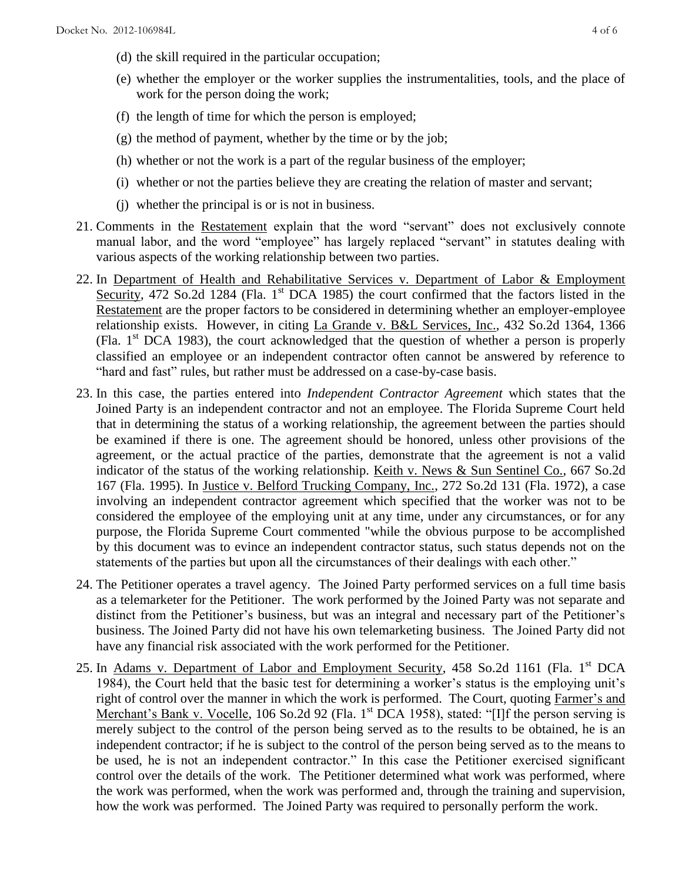(d) the skill required in the particular occupation;

(e) whether the employer or the worker supplies the instrumentalities, tools, and the place of work for the person doing the work;

(f) the length of time for which the person is employed;

(g) the method of payment, whether by the time or by the job;

(h) whether or not the work is a part of the regular business of the employer;

(i) whether or not the parties believe they are creating the relation of master and servant;

(j) whether the principal is or is not in business.

21. Comments in the Restatement explain that the word "servant" does not exclusively connote manual labor, and the word "employee" has largely replaced "servant" in statutes dealing with various aspects of the working relationship between two parties.

22. In Department of Health and Rehabilitative Services v. Department of Labor & Employment Security, 472 So.2d 1284 (Fla. 1st DCA 1985) the court confirmed that the factors listed in the Restatement are the proper factors to be considered in determining whether an employer-employee relationship exists. However, in citing La Grande v. B&L Services, Inc., 432 So.2d 1364, 1366 (Fla. 1st DCA 1983), the court acknowledged that the question of whether a person is properly classified an employee or an independent contractor often cannot be answered by reference to "hard and fast" rules, but rather must be addressed on a case-by-case basis.

23. In this case, the parties entered into *Independent Contractor Agreement* which states that the Joined Party is an independent contractor and not an employee. The Florida Supreme Court held that in determining the status of a working relationship, the agreement between the parties should be examined if there is one. The agreement should be honored, unless other provisions of the agreement, or the actual practice of the parties, demonstrate that the agreement is not a valid indicator of the status of the working relationship. Keith v. News & Sun Sentinel Co., 667 So.2d 167 (Fla. 1995). In Justice v. Belford Trucking Company, Inc., 272 So.2d 131 (Fla. 1972), a case involving an independent contractor agreement which specified that the worker was not to be considered the employee of the employing unit at any time, under any circumstances, or for any purpose, the Florida Supreme Court commented "while the obvious purpose to be accomplished by this document was to evince an independent contractor status, such status depends not on the statements of the parties but upon all the circumstances of their dealings with each other."

24. The Petitioner operates a travel agency. The Joined Party performed services on a full time basis as a telemarketer for the Petitioner. The work performed by the Joined Party was not separate and distinct from the Petitioner's business, but was an integral and necessary part of the Petitioner's business. The Joined Party did not have his own telemarketing business. The Joined Party did not have any financial risk associated with the work performed for the Petitioner.

25. In Adams v. Department of Labor and Employment Security, 458 So.2d 1161 (Fla. 1st DCA 1984), the Court held that the basic test for determining a worker's status is the employing unit's right of control over the manner in which the work is performed. The Court, quoting Farmer's and Merchant's Bank v. Vocelle, 106 So.2d 92 (Fla. 1st DCA 1958), stated: "[I]f the person serving is merely subject to the control of the person being served as to the results to be obtained, he is an independent contractor; if he is subject to the control of the person being served as to the means to be used, he is not an independent contractor." In this case the Petitioner exercised significant control over the details of the work. The Petitioner determined what work was performed, where the work was performed, when the work was performed and, through the training and supervision, how the work was performed. The Joined Party was required to personally perform the work.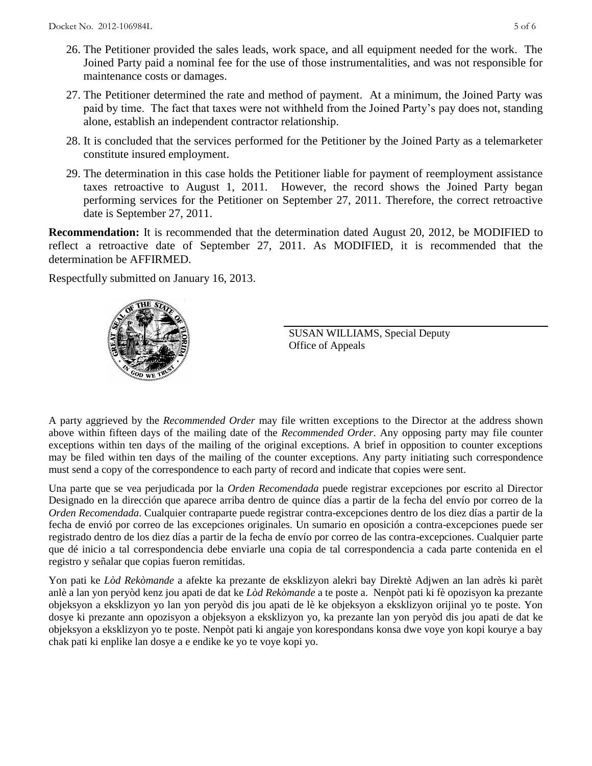26. The Petitioner provided the sales leads, work space, and all equipment needed for the work. The Joined Party paid a nominal fee for the use of those instrumentalities, and was not responsible for maintenance costs or damages.

27. The Petitioner determined the rate and method of payment. At a minimum, the Joined Party was paid by time. The fact that taxes were not withheld from the Joined Party's pay does not, standing alone, establish an independent contractor relationship.

28. It is concluded that the services performed for the Petitioner by the Joined Party as a telemarketer constitute insured employment.

29. The determination in this case holds the Petitioner liable for payment of reemployment assistance taxes retroactive to August 1, 2011. However, the record shows the Joined Party began performing services for the Petitioner on September 27, 2011. Therefore, the correct retroactive date is September 27, 2011.

**Recommendation:** It is recommended that the determination dated August 20, 2012, be MODIFIED to reflect a retroactive date of September 27, 2011. As MODIFIED, it is recommended that the determination be AFFIRMED.

Respectfully submitted on January 16, 2013.

SUSAN WILLIAMS, Special Deputy
Office of Appeals

A party aggrieved by the *Recommended Order* may file written exceptions to the Director at the address shown above within fifteen days of the mailing date of the *Recommended Order*. Any opposing party may file counter exceptions within ten days of the mailing of the original exceptions. A brief in opposition to counter exceptions may be filed within ten days of the mailing of the counter exceptions. Any party initiating such correspondence must send a copy of the correspondence to each party of record and indicate that copies were sent.

Una parte que se vea perjudicada por la *Orden Recomendada* puede registrar excepciones por escrito al Director Designado en la dirección que aparece arriba dentro de quince días a partir de la fecha del envío por correo de la *Orden Recomendada*. Cualquier contraparte puede registrar contra-excepciones dentro de los diez días a partir de la fecha de envió por correo de las excepciones originales. Un sumario en oposición a contra-excepciones puede ser registrado dentro de los diez días a partir de la fecha de envío por correo de las contra-excepciones. Cualquier parte que dé inicio a tal correspondencia debe enviarle una copia de tal correspondencia a cada parte contenida en el registro y señalar que copias fueron remitidas.

Yon pati ke *Lòd Rekòmande* a afekte ka prezante de eksklizyon alekri bay Direktè Adjwen an lan adrès ki parèt anlè a lan yon peryòd kenz jou apati de dat ke *Lòd Rekòmande* a te poste a. Nenpòt pati ki fè opozisyon ka prezante objeksyon a eksklizyon yo lan yon peryòd dis jou apati de lè ke objeksyon a eksklizyon orijinal yo te poste. Yon dosye ki prezante ann opozisyon a objeksyon a eksklizyon yo, ka prezante lan yon peryòd dis jou apati de dat ke objeksyon a eksklizyon yo te poste. Nenpòt pati ki angaje yon korespondans konsa dwe voye yon kopi kourye a bay chak pati ki enplike lan dosye a e endike ke yo te voye kopi yo.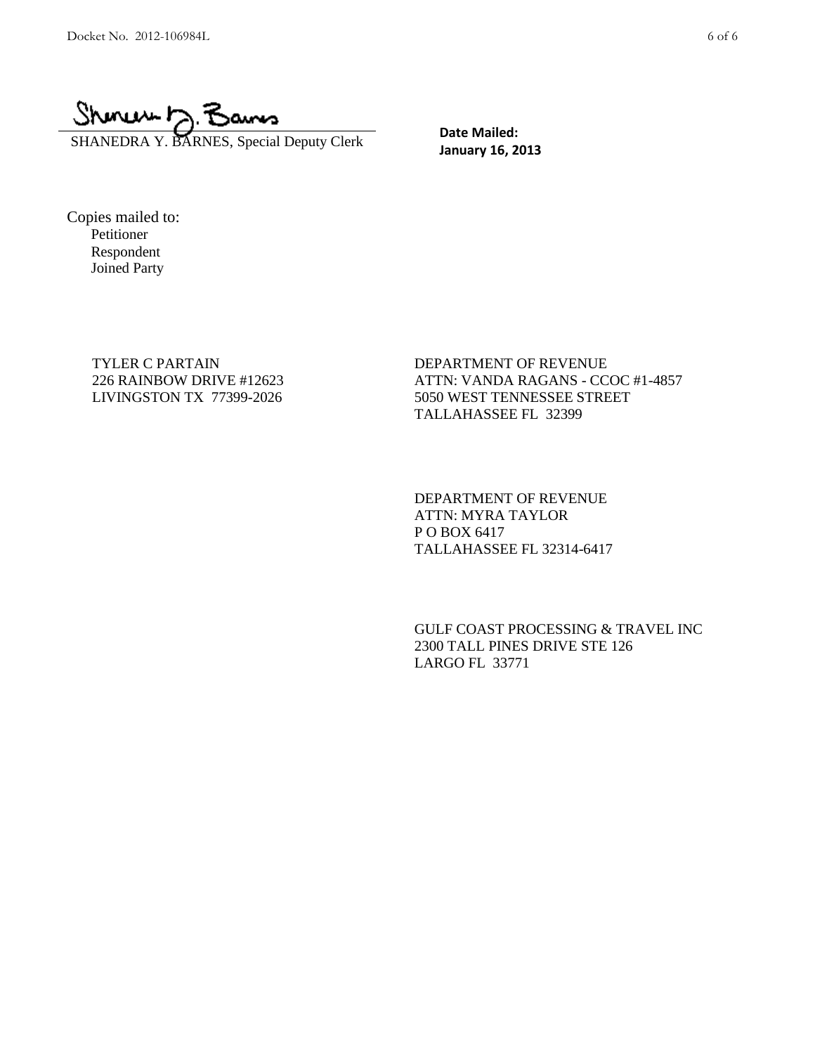SHANEDRA Y. BARNES, Special Deputy Clerk

**Date Mailed:**
**January 16, 2013**

Copies mailed to:
Petitioner
Respondent
Joined Party

TYLER C PARTAIN
226 RAINBOW DRIVE #12623
LIVINGSTON TX 77399-2026

DEPARTMENT OF REVENUE
ATTN: VANDA RAGANS - CCOC #1-4857
5050 WEST TENNESSEE STREET
TALLAHASSEE FL 32399

DEPARTMENT OF REVENUE
ATTN: MYRA TAYLOR
P O BOX 6417
TALLAHASSEE FL 32314-6417

GULF COAST PROCESSING & TRAVEL INC
2300 TALL PINES DRIVE STE 126
LARGO FL 33771